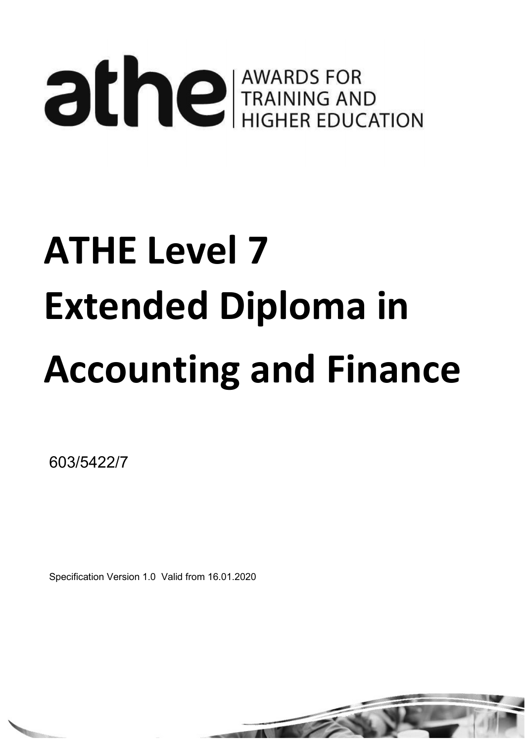athe | AWARDS FOR TRAINING AND HIGHER EDUCATION

# ATHE Level 7 Extended Diploma in Accounting and Finance

603/5422/7

Specification Version 1.0 Valid from 16.01.2020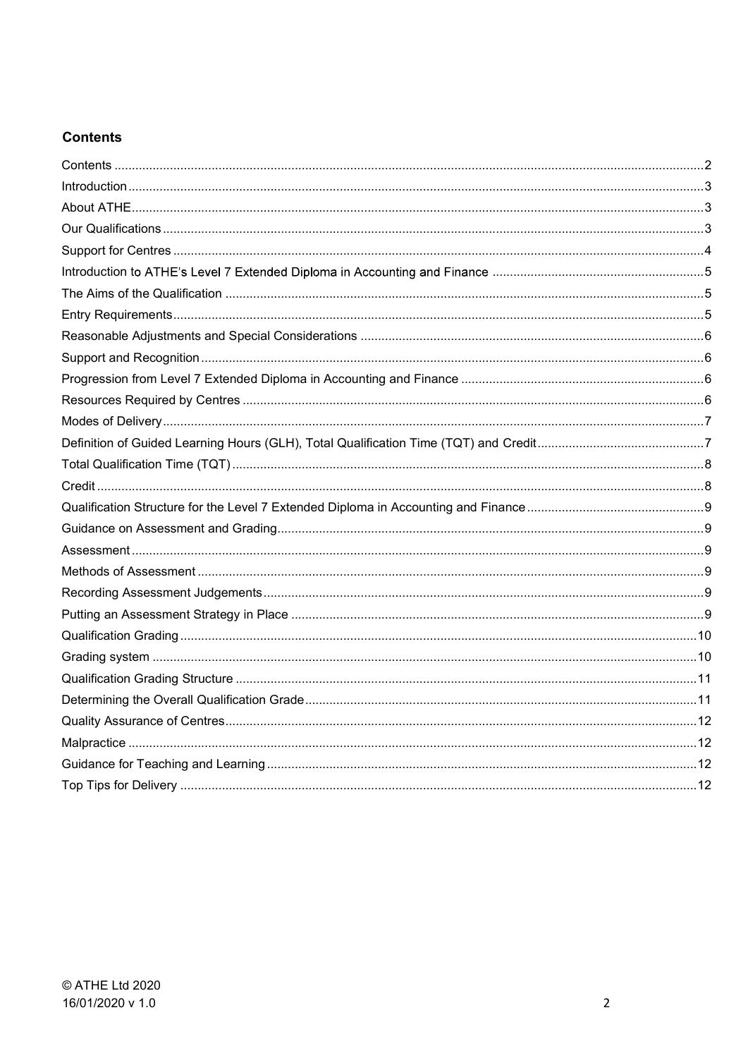## Contents

| | |
|---|---|
| Contents | 2 |
| Introduction | 3 |
| About ATHE | 3 |
| Our Qualifications | 3 |
| Support for Centres | 4 |
| Introduction to ATHE's Level 7 Extended Diploma in Accounting and Finance | 5 |
| The Aims of the Qualification | 5 |
| Entry Requirements | 5 |
| Reasonable Adjustments and Special Considerations | 6 |
| Support and Recognition | 6 |
| Progression from Level 7 Extended Diploma in Accounting and Finance | 6 |
| Resources Required by Centres | 6 |
| Modes of Delivery | 7 |
| Definition of Guided Learning Hours (GLH), Total Qualification Time (TQT) and Credit | 7 |
| Total Qualification Time (TQT) | 8 |
| Credit | 8 |
| Qualification Structure for the Level 7 Extended Diploma in Accounting and Finance | 9 |
| Guidance on Assessment and Grading | 9 |
| Assessment | 9 |
| Methods of Assessment | 9 |
| Recording Assessment Judgements | 9 |
| Putting an Assessment Strategy in Place | 9 |
| Qualification Grading | 10 |
| Grading system | 10 |
| Qualification Grading Structure | 11 |
| Determining the Overall Qualification Grade | 11 |
| Quality Assurance of Centres | 12 |
| Malpractice | 12 |
| Guidance for Teaching and Learning | 12 |
| Top Tips for Delivery | 12 |

© ATHE Ltd 2020
16/01/2020 v 1.0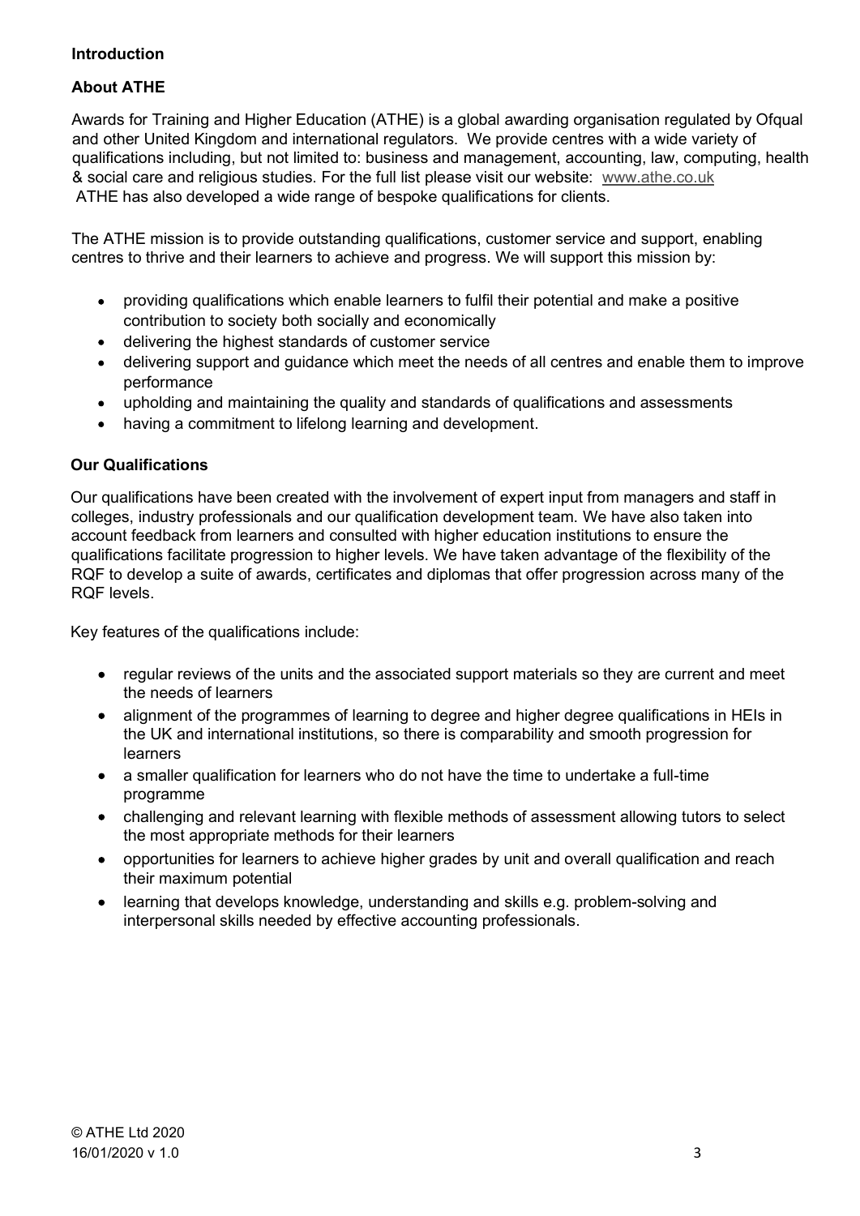## Introduction

### About ATHE

Awards for Training and Higher Education (ATHE) is a global awarding organisation regulated by Ofqual and other United Kingdom and international regulators. We provide centres with a wide variety of qualifications including, but not limited to: business and management, accounting, law, computing, health & social care and religious studies. For the full list please visit our website: www.athe.co.uk
ATHE has also developed a wide range of bespoke qualifications for clients.

The ATHE mission is to provide outstanding qualifications, customer service and support, enabling centres to thrive and their learners to achieve and progress. We will support this mission by:

- providing qualifications which enable learners to fulfil their potential and make a positive contribution to society both socially and economically
- delivering the highest standards of customer service
- delivering support and guidance which meet the needs of all centres and enable them to improve performance
- upholding and maintaining the quality and standards of qualifications and assessments
- having a commitment to lifelong learning and development.

### Our Qualifications

Our qualifications have been created with the involvement of expert input from managers and staff in colleges, industry professionals and our qualification development team. We have also taken into account feedback from learners and consulted with higher education institutions to ensure the qualifications facilitate progression to higher levels. We have taken advantage of the flexibility of the RQF to develop a suite of awards, certificates and diplomas that offer progression across many of the RQF levels.

Key features of the qualifications include:

- regular reviews of the units and the associated support materials so they are current and meet the needs of learners
- alignment of the programmes of learning to degree and higher degree qualifications in HEIs in the UK and international institutions, so there is comparability and smooth progression for learners
- a smaller qualification for learners who do not have the time to undertake a full-time programme
- challenging and relevant learning with flexible methods of assessment allowing tutors to select the most appropriate methods for their learners
- opportunities for learners to achieve higher grades by unit and overall qualification and reach their maximum potential
- learning that develops knowledge, understanding and skills e.g. problem-solving and interpersonal skills needed by effective accounting professionals.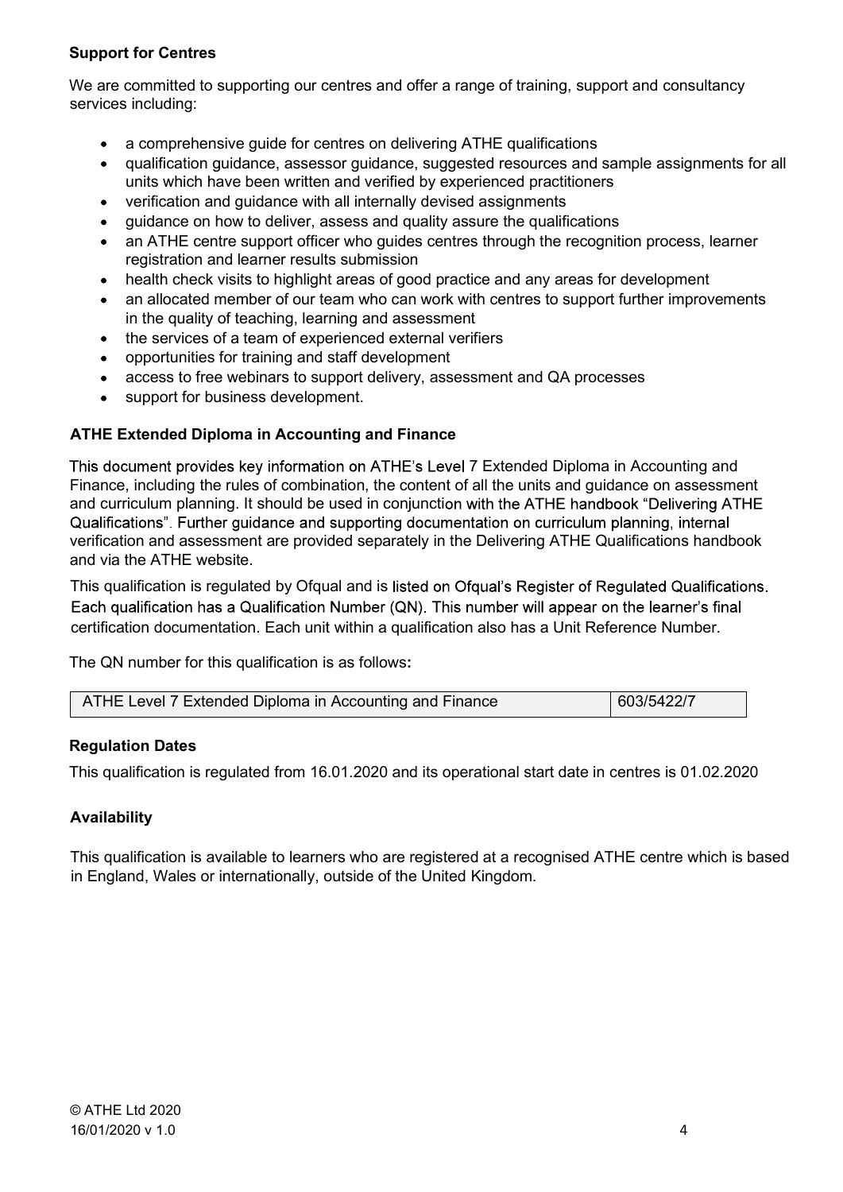### Support for Centres

We are committed to supporting our centres and offer a range of training, support and consultancy services including:

- a comprehensive guide for centres on delivering ATHE qualifications
- qualification guidance, assessor guidance, suggested resources and sample assignments for all units which have been written and verified by experienced practitioners
- verification and guidance with all internally devised assignments
- guidance on how to deliver, assess and quality assure the qualifications
- an ATHE centre support officer who guides centres through the recognition process, learner registration and learner results submission
- health check visits to highlight areas of good practice and any areas for development
- an allocated member of our team who can work with centres to support further improvements in the quality of teaching, learning and assessment
- the services of a team of experienced external verifiers
- opportunities for training and staff development
- access to free webinars to support delivery, assessment and QA processes
- support for business development.

### ATHE Extended Diploma in Accounting and Finance

This document provides key information on ATHE's Level 7 Extended Diploma in Accounting and Finance, including the rules of combination, the content of all the units and guidance on assessment and curriculum planning. It should be used in conjunction with the ATHE handbook "Delivering ATHE Qualifications". Further guidance and supporting documentation on curriculum planning, internal verification and assessment are provided separately in the Delivering ATHE Qualifications handbook and via the ATHE website.

This qualification is regulated by Ofqual and is listed on Ofqual's Register of Regulated Qualifications. Each qualification has a Qualification Number (QN). This number will appear on the learner's final certification documentation. Each unit within a qualification also has a Unit Reference Number.

The QN number for this qualification is as follows:

| ATHE Level 7 Extended Diploma in Accounting and Finance | 603/5422/7 |
| --- | --- |

### Regulation Dates

This qualification is regulated from 16.01.2020 and its operational start date in centres is 01.02.2020

### Availability

This qualification is available to learners who are registered at a recognised ATHE centre which is based in England, Wales or internationally, outside of the United Kingdom.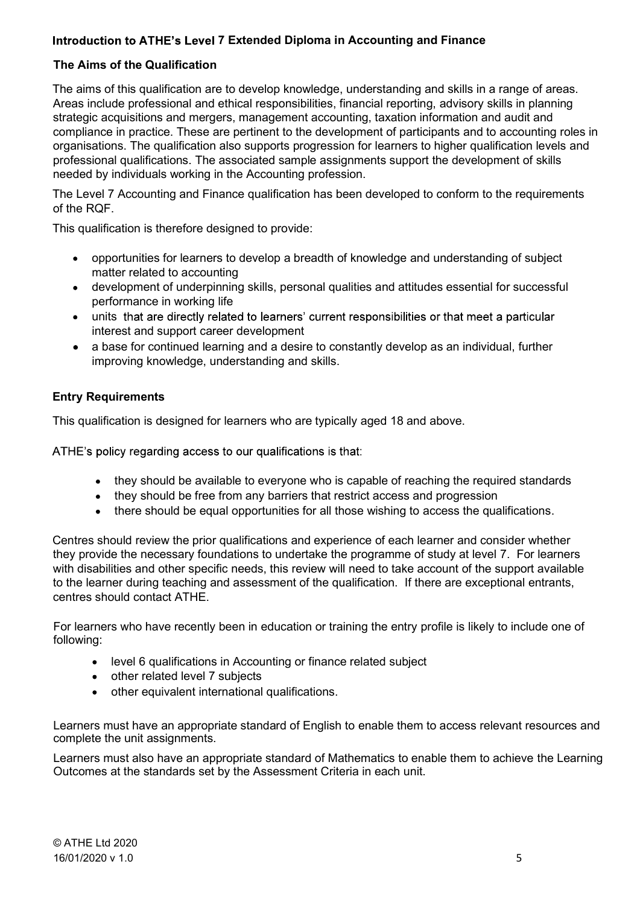## Introduction to ATHE's Level 7 Extended Diploma in Accounting and Finance

### The Aims of the Qualification

The aims of this qualification are to develop knowledge, understanding and skills in a range of areas. Areas include professional and ethical responsibilities, financial reporting, advisory skills in planning strategic acquisitions and mergers, management accounting, taxation information and audit and compliance in practice. These are pertinent to the development of participants and to accounting roles in organisations. The qualification also supports progression for learners to higher qualification levels and professional qualifications. The associated sample assignments support the development of skills needed by individuals working in the Accounting profession.

The Level 7 Accounting and Finance qualification has been developed to conform to the requirements of the RQF.

This qualification is therefore designed to provide:

- opportunities for learners to develop a breadth of knowledge and understanding of subject matter related to accounting
- development of underpinning skills, personal qualities and attitudes essential for successful performance in working life
- units that are directly related to learners' current responsibilities or that meet a particular interest and support career development
- a base for continued learning and a desire to constantly develop as an individual, further improving knowledge, understanding and skills.

### Entry Requirements

This qualification is designed for learners who are typically aged 18 and above.

ATHE's policy regarding access to our qualifications is that:

- they should be available to everyone who is capable of reaching the required standards
- they should be free from any barriers that restrict access and progression
- there should be equal opportunities for all those wishing to access the qualifications.

Centres should review the prior qualifications and experience of each learner and consider whether they provide the necessary foundations to undertake the programme of study at level 7. For learners with disabilities and other specific needs, this review will need to take account of the support available to the learner during teaching and assessment of the qualification. If there are exceptional entrants, centres should contact ATHE.

For learners who have recently been in education or training the entry profile is likely to include one of following:

- level 6 qualifications in Accounting or finance related subject
- other related level 7 subjects
- other equivalent international qualifications.

Learners must have an appropriate standard of English to enable them to access relevant resources and complete the unit assignments.

Learners must also have an appropriate standard of Mathematics to enable them to achieve the Learning Outcomes at the standards set by the Assessment Criteria in each unit.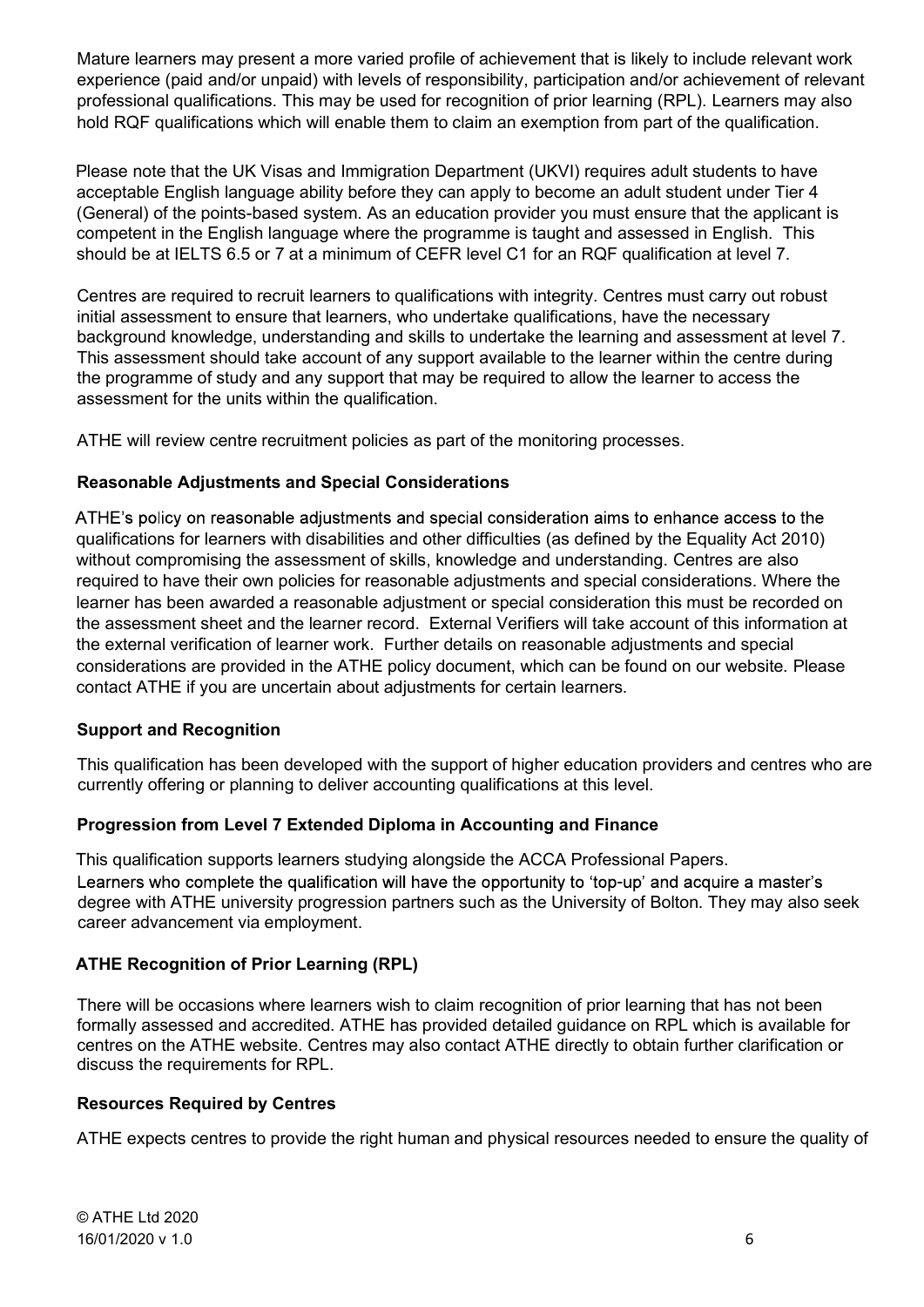Mature learners may present a more varied profile of achievement that is likely to include relevant work experience (paid and/or unpaid) with levels of responsibility, participation and/or achievement of relevant professional qualifications. This may be used for recognition of prior learning (RPL). Learners may also hold RQF qualifications which will enable them to claim an exemption from part of the qualification.

Please note that the UK Visas and Immigration Department (UKVI) requires adult students to have acceptable English language ability before they can apply to become an adult student under Tier 4 (General) of the points-based system. As an education provider you must ensure that the applicant is competent in the English language where the programme is taught and assessed in English. This should be at IELTS 6.5 or 7 at a minimum of CEFR level C1 for an RQF qualification at level 7.

Centres are required to recruit learners to qualifications with integrity. Centres must carry out robust initial assessment to ensure that learners, who undertake qualifications, have the necessary background knowledge, understanding and skills to undertake the learning and assessment at level 7. This assessment should take account of any support available to the learner within the centre during the programme of study and any support that may be required to allow the learner to access the assessment for the units within the qualification.

ATHE will review centre recruitment policies as part of the monitoring processes.

### Reasonable Adjustments and Special Considerations

ATHE's policy on reasonable adjustments and special consideration aims to enhance access to the qualifications for learners with disabilities and other difficulties (as defined by the Equality Act 2010) without compromising the assessment of skills, knowledge and understanding. Centres are also required to have their own policies for reasonable adjustments and special considerations. Where the learner has been awarded a reasonable adjustment or special consideration this must be recorded on the assessment sheet and the learner record. External Verifiers will take account of this information at the external verification of learner work. Further details on reasonable adjustments and special considerations are provided in the ATHE policy document, which can be found on our website. Please contact ATHE if you are uncertain about adjustments for certain learners.

### Support and Recognition

This qualification has been developed with the support of higher education providers and centres who are currently offering or planning to deliver accounting qualifications at this level.

### Progression from Level 7 Extended Diploma in Accounting and Finance

This qualification supports learners studying alongside the ACCA Professional Papers.
Learners who complete the qualification will have the opportunity to 'top-up' and acquire a master's degree with ATHE university progression partners such as the University of Bolton. They may also seek career advancement via employment.

### ATHE Recognition of Prior Learning (RPL)

There will be occasions where learners wish to claim recognition of prior learning that has not been formally assessed and accredited. ATHE has provided detailed guidance on RPL which is available for centres on the ATHE website. Centres may also contact ATHE directly to obtain further clarification or discuss the requirements for RPL.

### Resources Required by Centres

ATHE expects centres to provide the right human and physical resources needed to ensure the quality of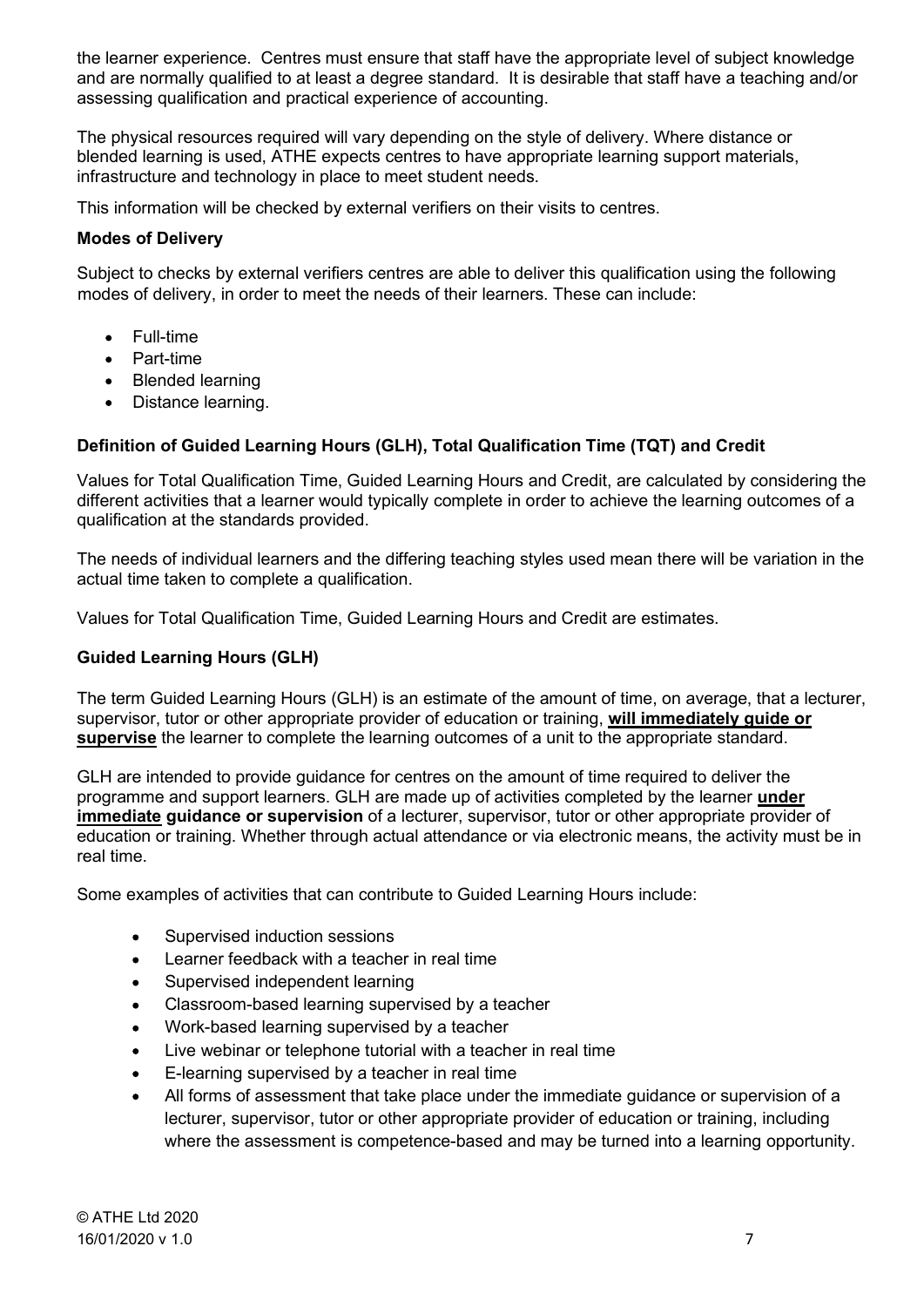the learner experience. Centres must ensure that staff have the appropriate level of subject knowledge and are normally qualified to at least a degree standard. It is desirable that staff have a teaching and/or assessing qualification and practical experience of accounting.

The physical resources required will vary depending on the style of delivery. Where distance or blended learning is used, ATHE expects centres to have appropriate learning support materials, infrastructure and technology in place to meet student needs.

This information will be checked by external verifiers on their visits to centres.

**Modes of Delivery**

Subject to checks by external verifiers centres are able to deliver this qualification using the following modes of delivery, in order to meet the needs of their learners. These can include:

- Full-time
- Part-time
- Blended learning
- Distance learning.

**Definition of Guided Learning Hours (GLH), Total Qualification Time (TQT) and Credit**

Values for Total Qualification Time, Guided Learning Hours and Credit, are calculated by considering the different activities that a learner would typically complete in order to achieve the learning outcomes of a qualification at the standards provided.

The needs of individual learners and the differing teaching styles used mean there will be variation in the actual time taken to complete a qualification.

Values for Total Qualification Time, Guided Learning Hours and Credit are estimates.

**Guided Learning Hours (GLH)**

The term Guided Learning Hours (GLH) is an estimate of the amount of time, on average, that a lecturer, supervisor, tutor or other appropriate provider of education or training, **will immediately guide or supervise** the learner to complete the learning outcomes of a unit to the appropriate standard.

GLH are intended to provide guidance for centres on the amount of time required to deliver the programme and support learners. GLH are made up of activities completed by the learner **under immediate guidance or supervision** of a lecturer, supervisor, tutor or other appropriate provider of education or training. Whether through actual attendance or via electronic means, the activity must be in real time.

Some examples of activities that can contribute to Guided Learning Hours include:

- Supervised induction sessions
- Learner feedback with a teacher in real time
- Supervised independent learning
- Classroom-based learning supervised by a teacher
- Work-based learning supervised by a teacher
- Live webinar or telephone tutorial with a teacher in real time
- E-learning supervised by a teacher in real time
- All forms of assessment that take place under the immediate guidance or supervision of a lecturer, supervisor, tutor or other appropriate provider of education or training, including where the assessment is competence-based and may be turned into a learning opportunity.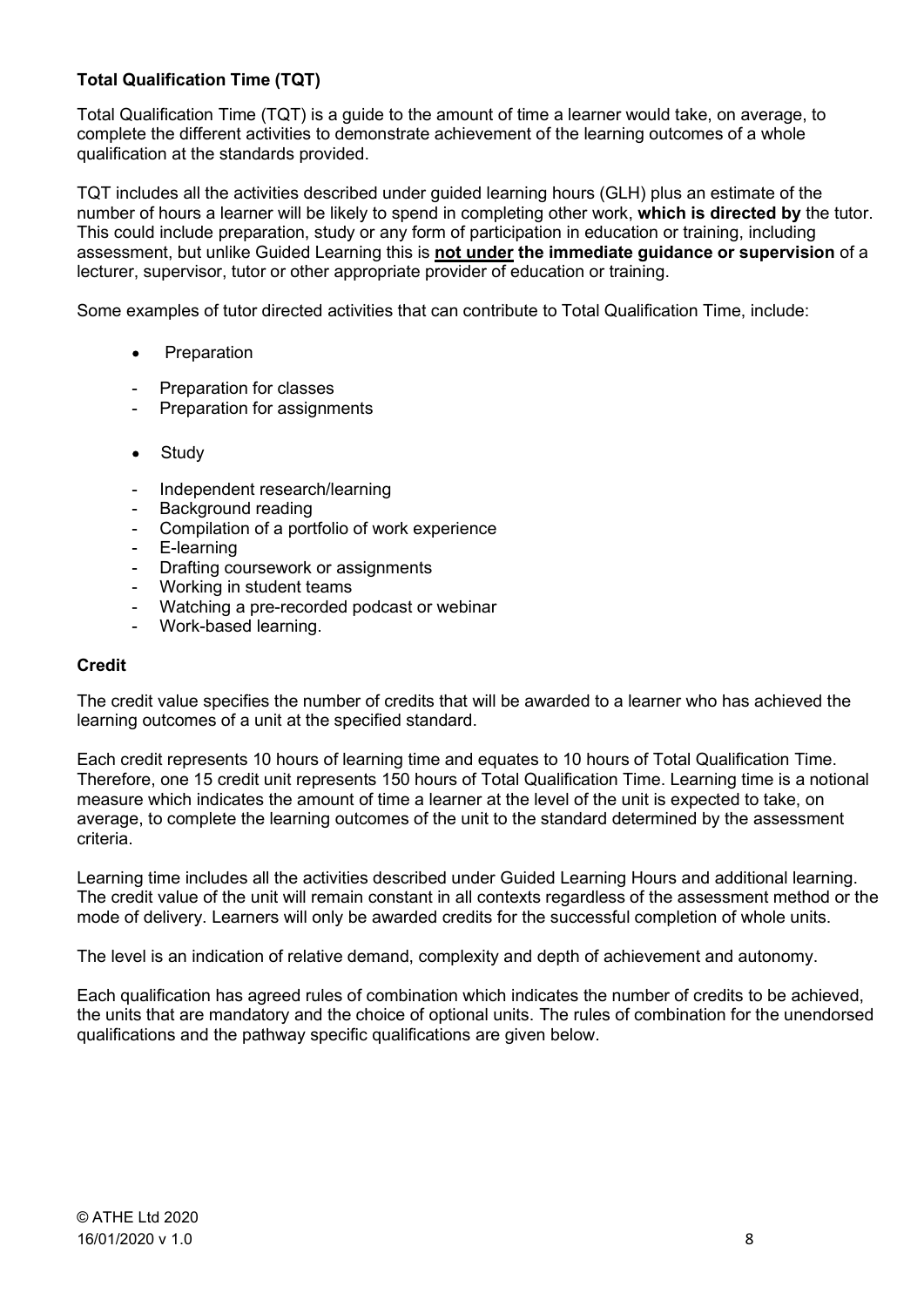### Total Qualification Time (TQT)

Total Qualification Time (TQT) is a guide to the amount of time a learner would take, on average, to complete the different activities to demonstrate achievement of the learning outcomes of a whole qualification at the standards provided.

TQT includes all the activities described under guided learning hours (GLH) plus an estimate of the number of hours a learner will be likely to spend in completing other work, **which is directed by** the tutor. This could include preparation, study or any form of participation in education or training, including assessment, but unlike Guided Learning this is **not under the immediate guidance or supervision** of a lecturer, supervisor, tutor or other appropriate provider of education or training.

Some examples of tutor directed activities that can contribute to Total Qualification Time, include:

- Preparation
  - Preparation for classes
  - Preparation for assignments
- Study
  - Independent research/learning
  - Background reading
  - Compilation of a portfolio of work experience
  - E-learning
  - Drafting coursework or assignments
  - Working in student teams
  - Watching a pre-recorded podcast or webinar
  - Work-based learning.

### Credit

The credit value specifies the number of credits that will be awarded to a learner who has achieved the learning outcomes of a unit at the specified standard.

Each credit represents 10 hours of learning time and equates to 10 hours of Total Qualification Time. Therefore, one 15 credit unit represents 150 hours of Total Qualification Time. Learning time is a notional measure which indicates the amount of time a learner at the level of the unit is expected to take, on average, to complete the learning outcomes of the unit to the standard determined by the assessment criteria.

Learning time includes all the activities described under Guided Learning Hours and additional learning. The credit value of the unit will remain constant in all contexts regardless of the assessment method or the mode of delivery. Learners will only be awarded credits for the successful completion of whole units.

The level is an indication of relative demand, complexity and depth of achievement and autonomy.

Each qualification has agreed rules of combination which indicates the number of credits to be achieved, the units that are mandatory and the choice of optional units. The rules of combination for the unendorsed qualifications and the pathway specific qualifications are given below.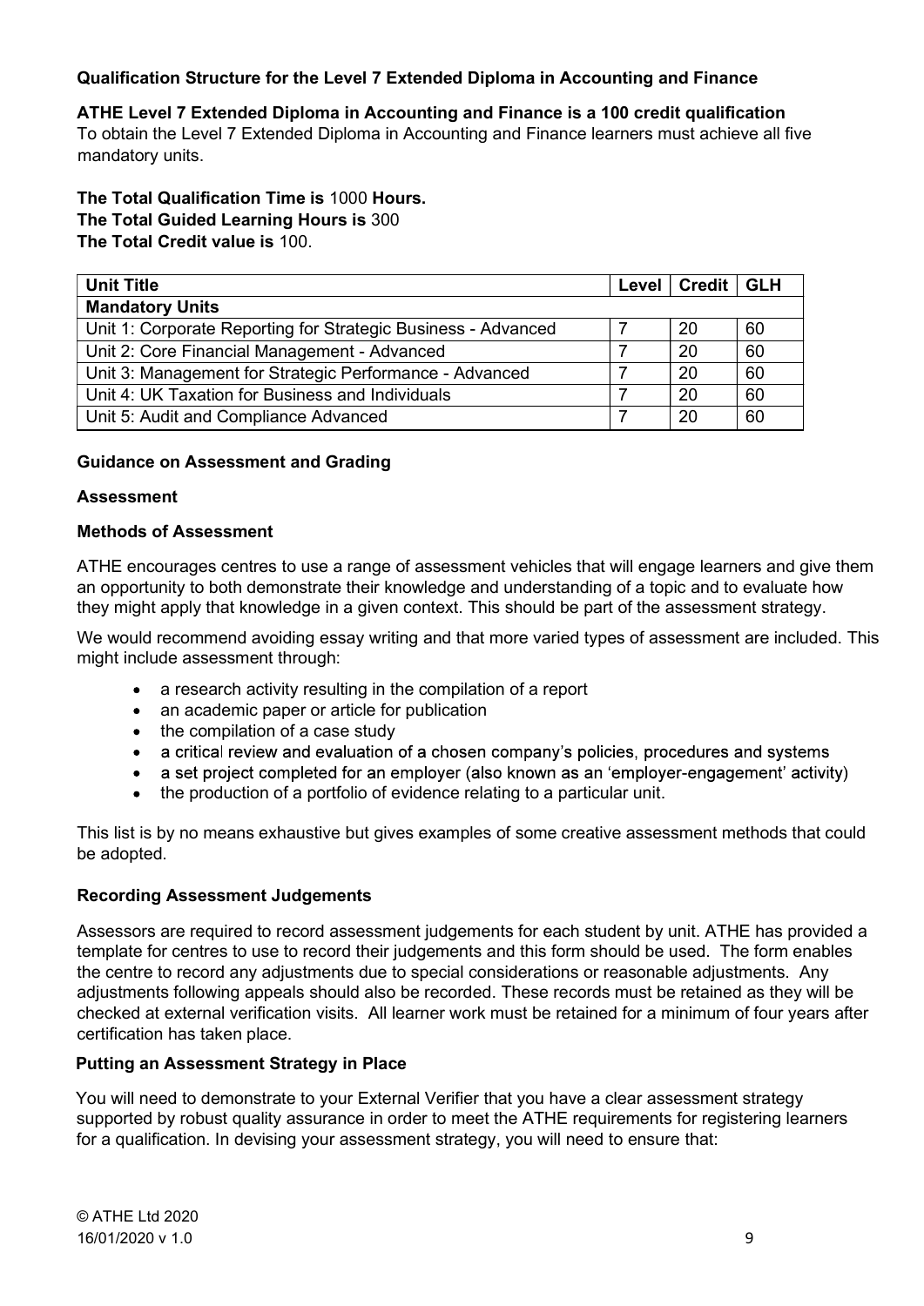**Qualification Structure for the Level 7 Extended Diploma in Accounting and Finance**

**ATHE Level 7 Extended Diploma in Accounting and Finance is a 100 credit qualification**
To obtain the Level 7 Extended Diploma in Accounting and Finance learners must achieve all five mandatory units.

**The Total Qualification Time is** 1000 **Hours.**
**The Total Guided Learning Hours is** 300
**The Total Credit value is** 100.

| Unit Title | Level | Credit | GLH |
|---|---|---|---|
| **Mandatory Units** | | | |
| Unit 1: Corporate Reporting for Strategic Business - Advanced | 7 | 20 | 60 |
| Unit 2: Core Financial Management - Advanced | 7 | 20 | 60 |
| Unit 3: Management for Strategic Performance - Advanced | 7 | 20 | 60 |
| Unit 4: UK Taxation for Business and Individuals | 7 | 20 | 60 |
| Unit 5: Audit and Compliance Advanced | 7 | 20 | 60 |

**Guidance on Assessment and Grading**

**Assessment**

**Methods of Assessment**

ATHE encourages centres to use a range of assessment vehicles that will engage learners and give them an opportunity to both demonstrate their knowledge and understanding of a topic and to evaluate how they might apply that knowledge in a given context. This should be part of the assessment strategy.

We would recommend avoiding essay writing and that more varied types of assessment are included. This might include assessment through:

- a research activity resulting in the compilation of a report
- an academic paper or article for publication
- the compilation of a case study
- a critical review and evaluation of a chosen company's policies, procedures and systems
- a set project completed for an employer (also known as an 'employer-engagement' activity)
- the production of a portfolio of evidence relating to a particular unit.

This list is by no means exhaustive but gives examples of some creative assessment methods that could be adopted.

**Recording Assessment Judgements**

Assessors are required to record assessment judgements for each student by unit. ATHE has provided a template for centres to use to record their judgements and this form should be used. The form enables the centre to record any adjustments due to special considerations or reasonable adjustments. Any adjustments following appeals should also be recorded. These records must be retained as they will be checked at external verification visits. All learner work must be retained for a minimum of four years after certification has taken place.

**Putting an Assessment Strategy in Place**

You will need to demonstrate to your External Verifier that you have a clear assessment strategy supported by robust quality assurance in order to meet the ATHE requirements for registering learners for a qualification. In devising your assessment strategy, you will need to ensure that: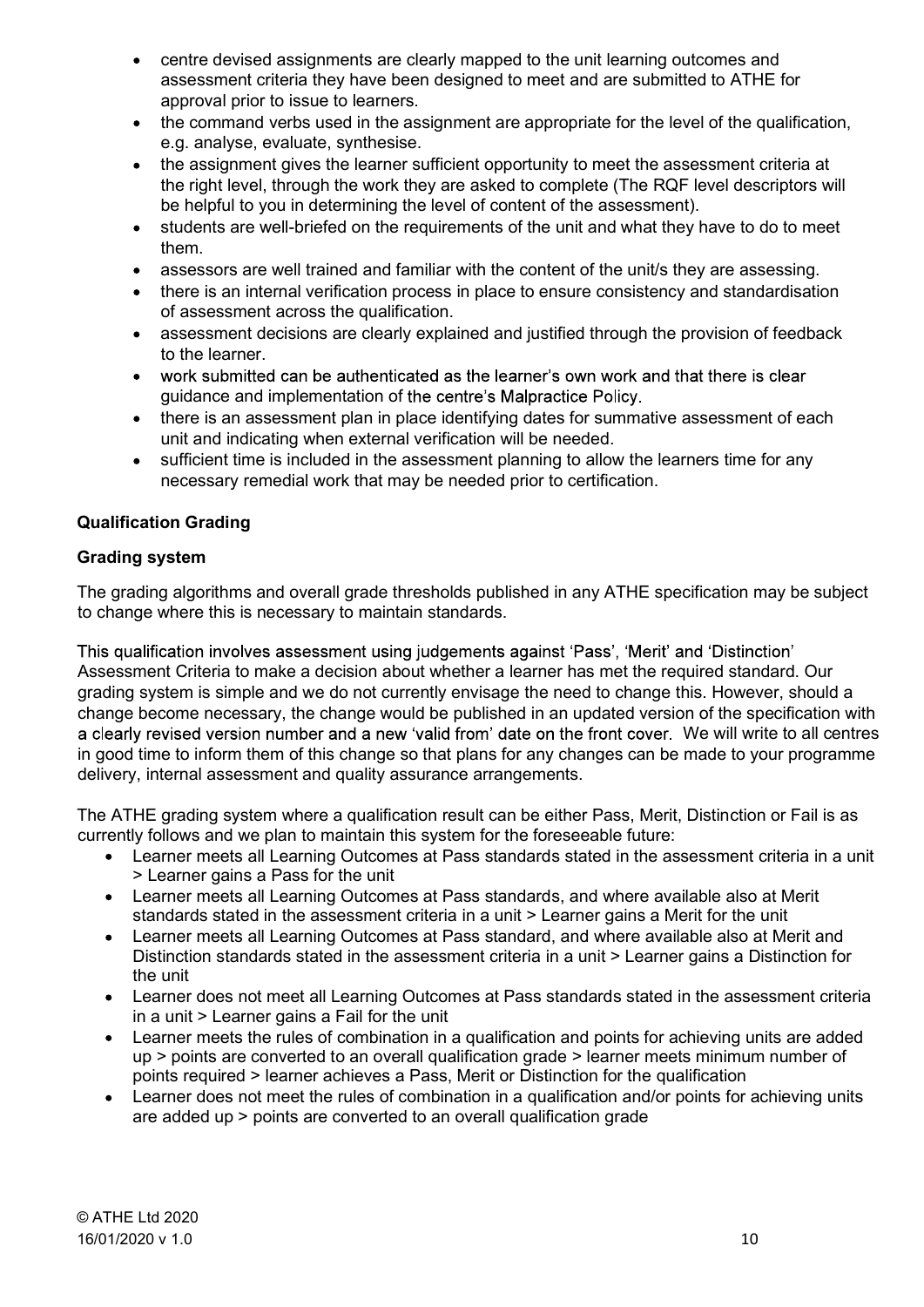- centre devised assignments are clearly mapped to the unit learning outcomes and assessment criteria they have been designed to meet and are submitted to ATHE for approval prior to issue to learners.
- the command verbs used in the assignment are appropriate for the level of the qualification, e.g. analyse, evaluate, synthesise.
- the assignment gives the learner sufficient opportunity to meet the assessment criteria at the right level, through the work they are asked to complete (The RQF level descriptors will be helpful to you in determining the level of content of the assessment).
- students are well-briefed on the requirements of the unit and what they have to do to meet them.
- assessors are well trained and familiar with the content of the unit/s they are assessing.
- there is an internal verification process in place to ensure consistency and standardisation of assessment across the qualification.
- assessment decisions are clearly explained and justified through the provision of feedback to the learner.
- work submitted can be authenticated as the learner's own work and that there is clear guidance and implementation of the centre's Malpractice Policy.
- there is an assessment plan in place identifying dates for summative assessment of each unit and indicating when external verification will be needed.
- sufficient time is included in the assessment planning to allow the learners time for any necessary remedial work that may be needed prior to certification.

**Qualification Grading**

**Grading system**

The grading algorithms and overall grade thresholds published in any ATHE specification may be subject to change where this is necessary to maintain standards.

This qualification involves assessment using judgements against 'Pass', 'Merit' and 'Distinction' Assessment Criteria to make a decision about whether a learner has met the required standard. Our grading system is simple and we do not currently envisage the need to change this. However, should a change become necessary, the change would be published in an updated version of the specification with a clearly revised version number and a new 'valid from' date on the front cover. We will write to all centres in good time to inform them of this change so that plans for any changes can be made to your programme delivery, internal assessment and quality assurance arrangements.

The ATHE grading system where a qualification result can be either Pass, Merit, Distinction or Fail is as currently follows and we plan to maintain this system for the foreseeable future:

- Learner meets all Learning Outcomes at Pass standards stated in the assessment criteria in a unit > Learner gains a Pass for the unit
- Learner meets all Learning Outcomes at Pass standards, and where available also at Merit standards stated in the assessment criteria in a unit > Learner gains a Merit for the unit
- Learner meets all Learning Outcomes at Pass standard, and where available also at Merit and Distinction standards stated in the assessment criteria in a unit > Learner gains a Distinction for the unit
- Learner does not meet all Learning Outcomes at Pass standards stated in the assessment criteria in a unit > Learner gains a Fail for the unit
- Learner meets the rules of combination in a qualification and points for achieving units are added up > points are converted to an overall qualification grade > learner meets minimum number of points required > learner achieves a Pass, Merit or Distinction for the qualification
- Learner does not meet the rules of combination in a qualification and/or points for achieving units are added up > points are converted to an overall qualification grade

© ATHE Ltd 2020
16/01/2020 v 1.0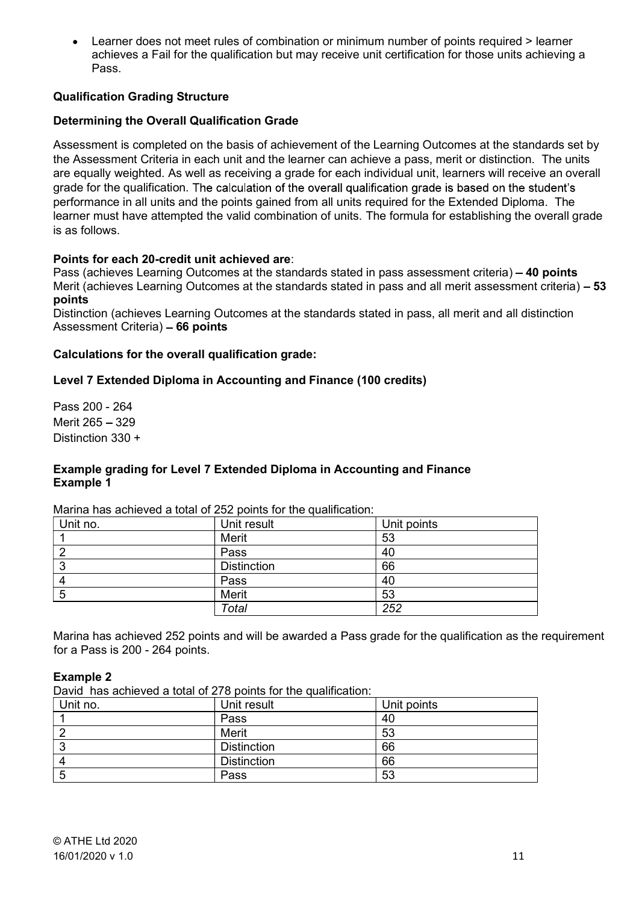- Learner does not meet rules of combination or minimum number of points required > learner achieves a Fail for the qualification but may receive unit certification for those units achieving a Pass.

**Qualification Grading Structure**

**Determining the Overall Qualification Grade**

Assessment is completed on the basis of achievement of the Learning Outcomes at the standards set by the Assessment Criteria in each unit and the learner can achieve a pass, merit or distinction. The units are equally weighted. As well as receiving a grade for each individual unit, learners will receive an overall grade for the qualification. The calculation of the overall qualification grade is based on the student's performance in all units and the points gained from all units required for the Extended Diploma. The learner must have attempted the valid combination of units. The formula for establishing the overall grade is as follows.

**Points for each 20-credit unit achieved are**:
Pass (achieves Learning Outcomes at the standards stated in pass assessment criteria) – **40 points**
Merit (achieves Learning Outcomes at the standards stated in pass and all merit assessment criteria) – **53 points**
Distinction (achieves Learning Outcomes at the standards stated in pass, all merit and all distinction Assessment Criteria) – **66 points**

**Calculations for the overall qualification grade:**

**Level 7 Extended Diploma in Accounting and Finance (100 credits)**

Pass 200 - 264
Merit 265 – 329
Distinction 330 +

**Example grading for Level 7 Extended Diploma in Accounting and Finance**
**Example 1**

Marina has achieved a total of 252 points for the qualification:

| Unit no. | Unit result | Unit points |
|---|---|---|
| 1 | Merit | 53 |
| 2 | Pass | 40 |
| 3 | Distinction | 66 |
| 4 | Pass | 40 |
| 5 | Merit | 53 |
| | *Total* | *252* |

Marina has achieved 252 points and will be awarded a Pass grade for the qualification as the requirement for a Pass is 200 - 264 points.

**Example 2**
David has achieved a total of 278 points for the qualification:

| Unit no. | Unit result | Unit points |
|---|---|---|
| 1 | Pass | 40 |
| 2 | Merit | 53 |
| 3 | Distinction | 66 |
| 4 | Distinction | 66 |
| 5 | Pass | 53 |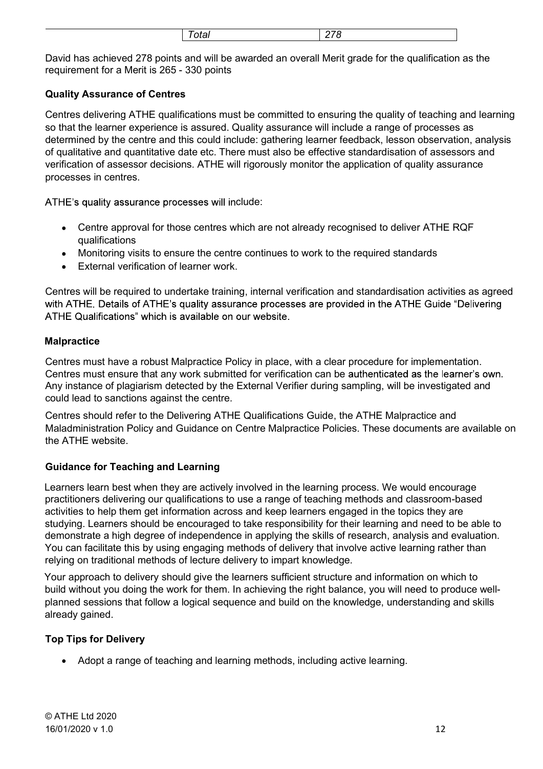| | *Total* | *278* |
|---|---|---|

David has achieved 278 points and will be awarded an overall Merit grade for the qualification as the requirement for a Merit is 265 - 330 points

## Quality Assurance of Centres

Centres delivering ATHE qualifications must be committed to ensuring the quality of teaching and learning so that the learner experience is assured. Quality assurance will include a range of processes as determined by the centre and this could include: gathering learner feedback, lesson observation, analysis of qualitative and quantitative date etc. There must also be effective standardisation of assessors and verification of assessor decisions. ATHE will rigorously monitor the application of quality assurance processes in centres.

ATHE's quality assurance processes will include:

- Centre approval for those centres which are not already recognised to deliver ATHE RQF qualifications
- Monitoring visits to ensure the centre continues to work to the required standards
- External verification of learner work.

Centres will be required to undertake training, internal verification and standardisation activities as agreed with ATHE. Details of ATHE's quality assurance processes are provided in the ATHE Guide "Delivering ATHE Qualifications" which is available on our website.

## Malpractice

Centres must have a robust Malpractice Policy in place, with a clear procedure for implementation. Centres must ensure that any work submitted for verification can be authenticated as the learner's own. Any instance of plagiarism detected by the External Verifier during sampling, will be investigated and could lead to sanctions against the centre.

Centres should refer to the Delivering ATHE Qualifications Guide, the ATHE Malpractice and Maladministration Policy and Guidance on Centre Malpractice Policies. These documents are available on the ATHE website.

## Guidance for Teaching and Learning

Learners learn best when they are actively involved in the learning process. We would encourage practitioners delivering our qualifications to use a range of teaching methods and classroom-based activities to help them get information across and keep learners engaged in the topics they are studying. Learners should be encouraged to take responsibility for their learning and need to be able to demonstrate a high degree of independence in applying the skills of research, analysis and evaluation. You can facilitate this by using engaging methods of delivery that involve active learning rather than relying on traditional methods of lecture delivery to impart knowledge.

Your approach to delivery should give the learners sufficient structure and information on which to build without you doing the work for them. In achieving the right balance, you will need to produce well-planned sessions that follow a logical sequence and build on the knowledge, understanding and skills already gained.

## Top Tips for Delivery

- Adopt a range of teaching and learning methods, including active learning.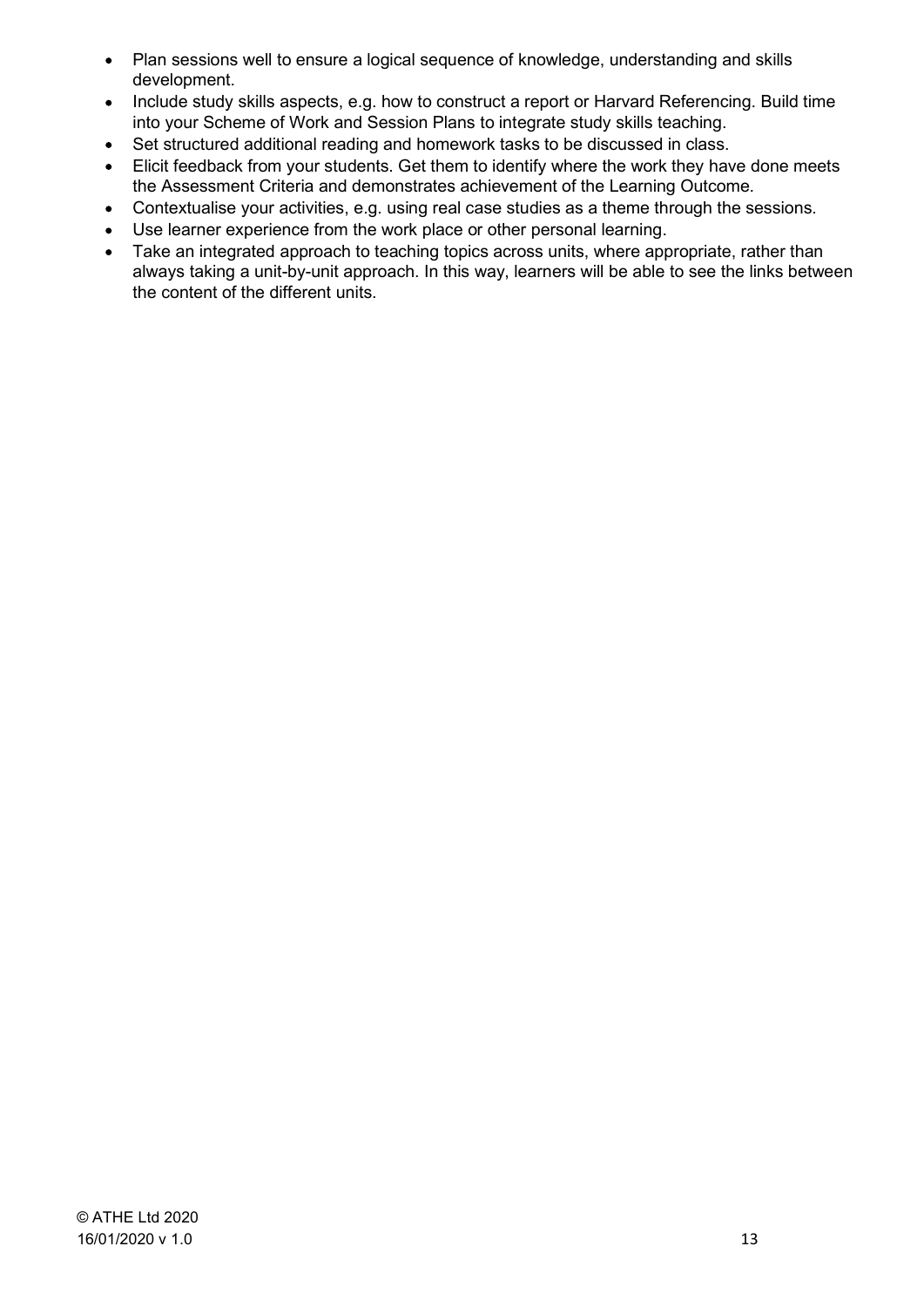- Plan sessions well to ensure a logical sequence of knowledge, understanding and skills development.
- Include study skills aspects, e.g. how to construct a report or Harvard Referencing. Build time into your Scheme of Work and Session Plans to integrate study skills teaching.
- Set structured additional reading and homework tasks to be discussed in class.
- Elicit feedback from your students. Get them to identify where the work they have done meets the Assessment Criteria and demonstrates achievement of the Learning Outcome.
- Contextualise your activities, e.g. using real case studies as a theme through the sessions.
- Use learner experience from the work place or other personal learning.
- Take an integrated approach to teaching topics across units, where appropriate, rather than always taking a unit-by-unit approach. In this way, learners will be able to see the links between the content of the different units.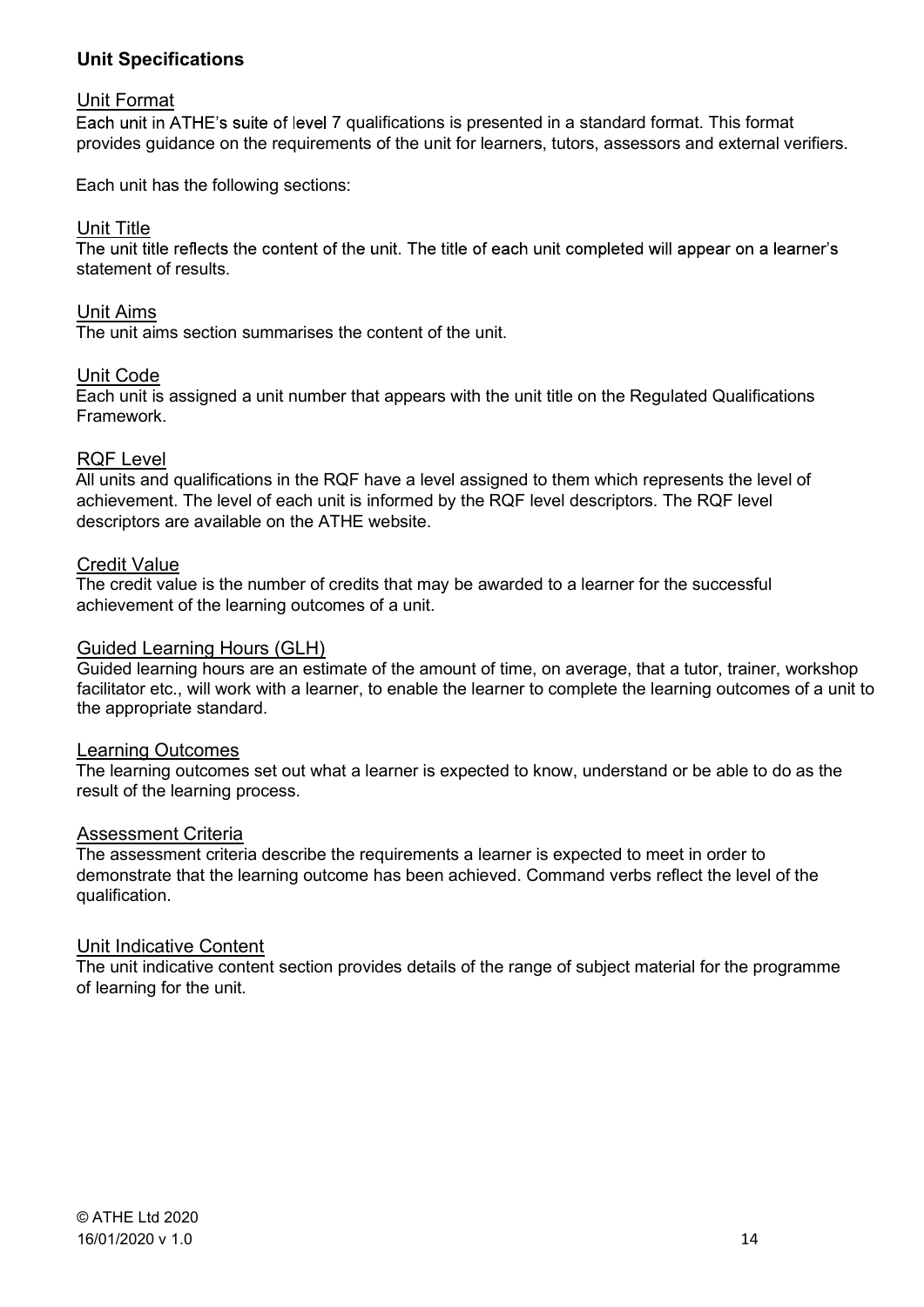## Unit Specifications

### Unit Format

Each unit in ATHE's suite of level 7 qualifications is presented in a standard format. This format provides guidance on the requirements of the unit for learners, tutors, assessors and external verifiers.

Each unit has the following sections:

### Unit Title

The unit title reflects the content of the unit. The title of each unit completed will appear on a learner's statement of results.

### Unit Aims

The unit aims section summarises the content of the unit.

### Unit Code

Each unit is assigned a unit number that appears with the unit title on the Regulated Qualifications Framework.

### RQF Level

All units and qualifications in the RQF have a level assigned to them which represents the level of achievement. The level of each unit is informed by the RQF level descriptors. The RQF level descriptors are available on the ATHE website.

### Credit Value

The credit value is the number of credits that may be awarded to a learner for the successful achievement of the learning outcomes of a unit.

### Guided Learning Hours (GLH)

Guided learning hours are an estimate of the amount of time, on average, that a tutor, trainer, workshop facilitator etc., will work with a learner, to enable the learner to complete the learning outcomes of a unit to the appropriate standard.

### Learning Outcomes

The learning outcomes set out what a learner is expected to know, understand or be able to do as the result of the learning process.

### Assessment Criteria

The assessment criteria describe the requirements a learner is expected to meet in order to demonstrate that the learning outcome has been achieved. Command verbs reflect the level of the qualification.

### Unit Indicative Content

The unit indicative content section provides details of the range of subject material for the programme of learning for the unit.